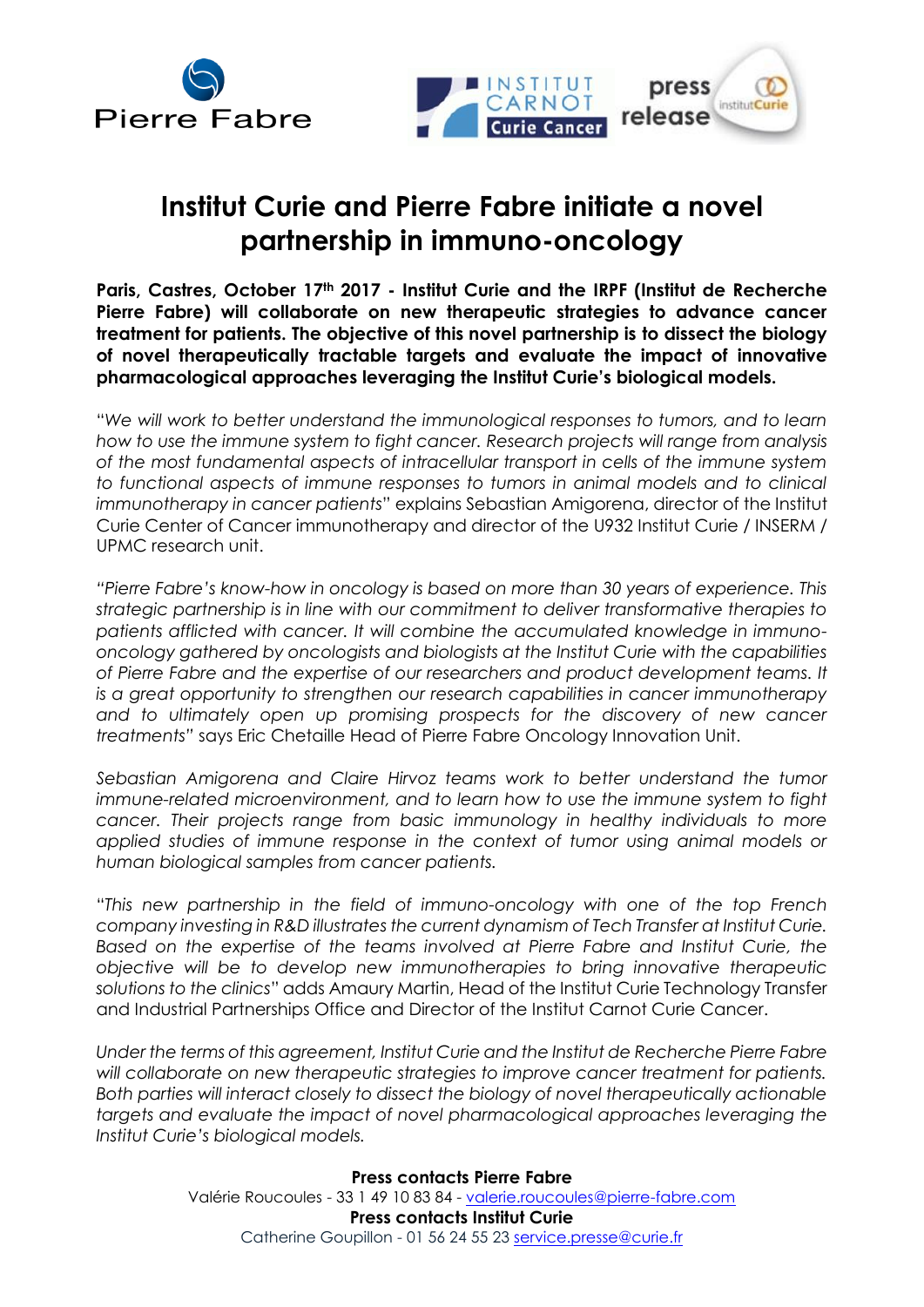Pierre Fabre

INSTITUT CARNOT Curie Cancer

press release

institutCurie

# Institut Curie and Pierre Fabre initiate a novel partnership in immuno-oncology

**Paris, Castres, October 17$^{th}$ 2017 - Institut Curie and the IRPF (Institut de Recherche Pierre Fabre) will collaborate on new therapeutic strategies to advance cancer treatment for patients. The objective of this novel partnership is to dissect the biology of novel therapeutically tractable targets and evaluate the impact of innovative pharmacological approaches leveraging the Institut Curie's biological models.**

"*We will work to better understand the immunological responses to tumors, and to learn how to use the immune system to fight cancer. Research projects will range from analysis of the most fundamental aspects of intracellular transport in cells of the immune system to functional aspects of immune responses to tumors in animal models and to clinical immunotherapy in cancer patients*" explains Sebastian Amigorena, director of the Institut Curie Center of Cancer immunotherapy and director of the U932 Institut Curie / INSERM / UPMC research unit.

*"Pierre Fabre's know-how in oncology is based on more than 30 years of experience. This strategic partnership is in line with our commitment to deliver transformative therapies to patients afflicted with cancer. It will combine the accumulated knowledge in immuno-oncology gathered by oncologists and biologists at the Institut Curie with the capabilities of Pierre Fabre and the expertise of our researchers and product development teams. It is a great opportunity to strengthen our research capabilities in cancer immunotherapy and to ultimately open up promising prospects for the discovery of new cancer treatments"* says Eric Chetaille Head of Pierre Fabre Oncology Innovation Unit.

*Sebastian Amigorena and Claire Hirvoz teams work to better understand the tumor immune-related microenvironment, and to learn how to use the immune system to fight cancer. Their projects range from basic immunology in healthy individuals to more applied studies of immune response in the context of tumor using animal models or human biological samples from cancer patients.*

"*This new partnership in the field of immuno-oncology with one of the top French company investing in R&D illustrates the current dynamism of Tech Transfer at Institut Curie. Based on the expertise of the teams involved at Pierre Fabre and Institut Curie, the objective will be to develop new immunotherapies to bring innovative therapeutic solutions to the clinics*" adds Amaury Martin, Head of the Institut Curie Technology Transfer and Industrial Partnerships Office and Director of the Institut Carnot Curie Cancer.

*Under the terms of this agreement, Institut Curie and the Institut de Recherche Pierre Fabre will collaborate on new therapeutic strategies to improve cancer treatment for patients. Both parties will interact closely to dissect the biology of novel therapeutically actionable targets and evaluate the impact of novel pharmacological approaches leveraging the Institut Curie's biological models.*

**Press contacts Pierre Fabre**
Valérie Roucoules - 33 1 49 10 83 84 - valerie.roucoules@pierre-fabre.com
**Press contacts Institut Curie**
Catherine Goupillon - 01 56 24 55 23 service.presse@curie.fr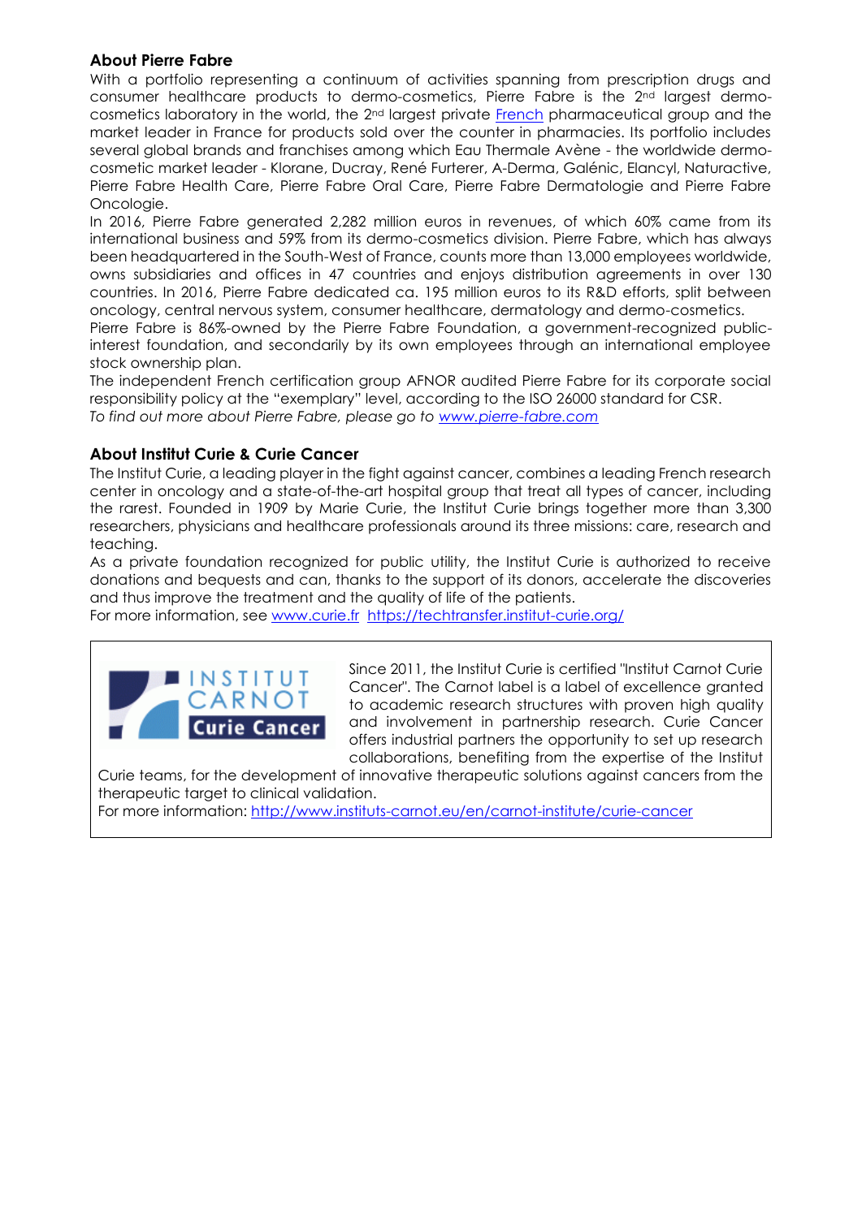### About Pierre Fabre

With a portfolio representing a continuum of activities spanning from prescription drugs and consumer healthcare products to dermo-cosmetics, Pierre Fabre is the 2nd largest dermo-cosmetics laboratory in the world, the 2nd largest private French pharmaceutical group and the market leader in France for products sold over the counter in pharmacies. Its portfolio includes several global brands and franchises among which Eau Thermale Avène - the worldwide dermo-cosmetic market leader - Klorane, Ducray, René Furterer, A-Derma, Galénic, Elancyl, Naturactive, Pierre Fabre Health Care, Pierre Fabre Oral Care, Pierre Fabre Dermatologie and Pierre Fabre Oncologie.

In 2016, Pierre Fabre generated 2,282 million euros in revenues, of which 60% came from its international business and 59% from its dermo-cosmetics division. Pierre Fabre, which has always been headquartered in the South-West of France, counts more than 13,000 employees worldwide, owns subsidiaries and offices in 47 countries and enjoys distribution agreements in over 130 countries. In 2016, Pierre Fabre dedicated ca. 195 million euros to its R&D efforts, split between oncology, central nervous system, consumer healthcare, dermatology and dermo-cosmetics.

Pierre Fabre is 86%-owned by the Pierre Fabre Foundation, a government-recognized public-interest foundation, and secondarily by its own employees through an international employee stock ownership plan.

The independent French certification group AFNOR audited Pierre Fabre for its corporate social responsibility policy at the "exemplary" level, according to the ISO 26000 standard for CSR.

*To find out more about Pierre Fabre, please go to www.pierre-fabre.com*

### About Institut Curie & Curie Cancer

The Institut Curie, a leading player in the fight against cancer, combines a leading French research center in oncology and a state-of-the-art hospital group that treat all types of cancer, including the rarest. Founded in 1909 by Marie Curie, the Institut Curie brings together more than 3,300 researchers, physicians and healthcare professionals around its three missions: care, research and teaching.

As a private foundation recognized for public utility, the Institut Curie is authorized to receive donations and bequests and can, thanks to the support of its donors, accelerate the discoveries and thus improve the treatment and the quality of life of the patients.

For more information, see www.curie.fr https://techtransfer.institut-curie.org/

INSTITUT CARNOT Curie Cancer

Since 2011, the Institut Curie is certified "Institut Carnot Curie Cancer". The Carnot label is a label of excellence granted to academic research structures with proven high quality and involvement in partnership research. Curie Cancer offers industrial partners the opportunity to set up research collaborations, benefiting from the expertise of the Institut Curie teams, for the development of innovative therapeutic solutions against cancers from the therapeutic target to clinical validation.

For more information: http://www.instituts-carnot.eu/en/carnot-institute/curie-cancer